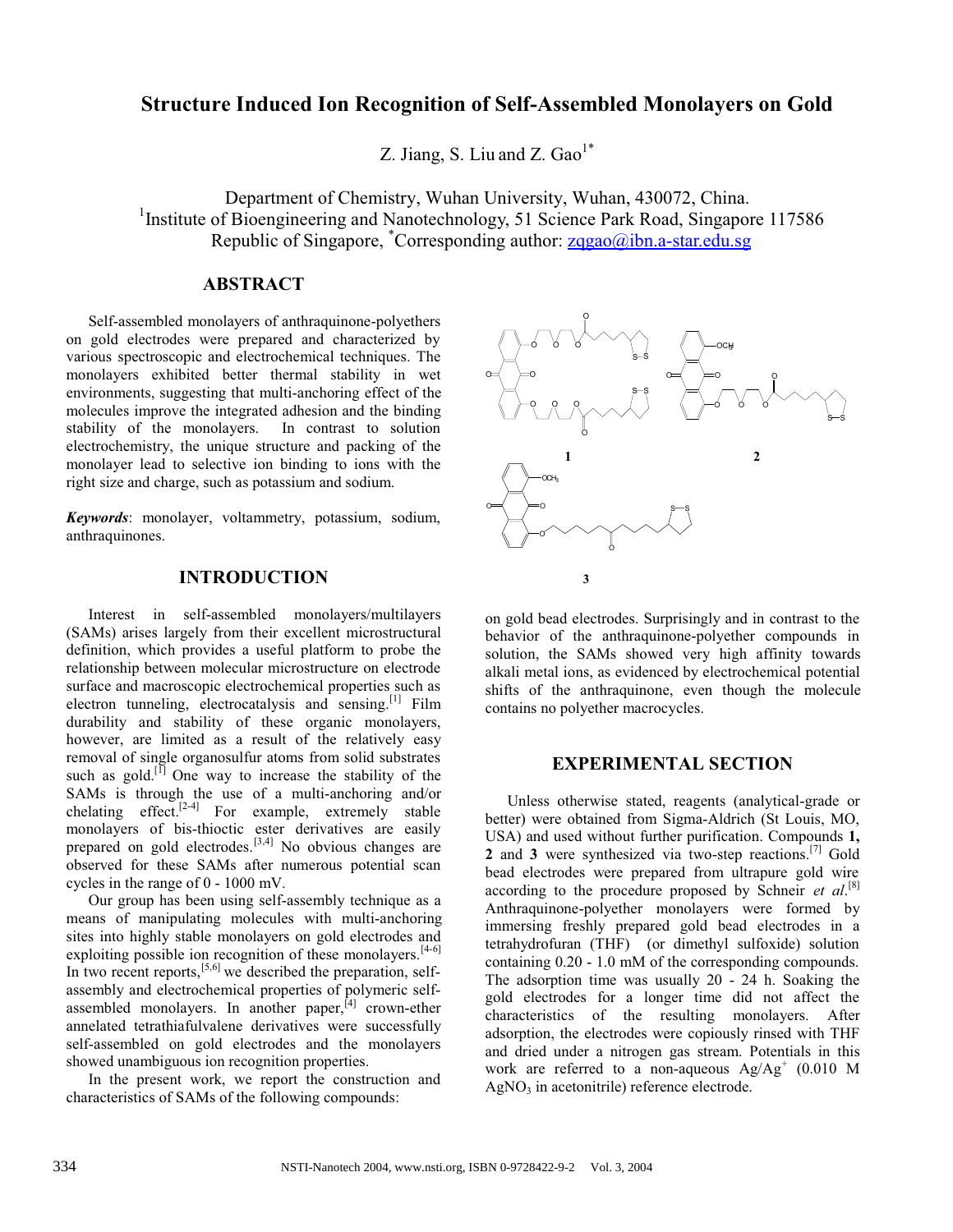# Structure Induced Ion Recognition of Self-Assembled Monolayers on Gold

Z. Jiang, S. Liu and Z. Gao[1*]

Department of Chemistry, Wuhan University, Wuhan, 430072, China.
[1]Institute of Bioengineering and Nanotechnology, 51 Science Park Road, Singapore 117586
Republic of Singapore, *Corresponding author: zqgao@ibn.a-star.edu.sg

## ABSTRACT

Self-assembled monolayers of anthraquinone-polyethers on gold electrodes were prepared and characterized by various spectroscopic and electrochemical techniques. The monolayers exhibited better thermal stability in wet environments, suggesting that multi-anchoring effect of the molecules improve the integrated adhesion and the binding stability of the monolayers. In contrast to solution electrochemistry, the unique structure and packing of the monolayer lead to selective ion binding to ions with the right size and charge, such as potassium and sodium.

***Keywords***: monolayer, voltammetry, potassium, sodium, anthraquinones.

## INTRODUCTION

Interest in self-assembled monolayers/multilayers (SAMs) arises largely from their excellent microstructural definition, which provides a useful platform to probe the relationship between molecular microstructure on electrode surface and macroscopic electrochemical properties such as electron tunneling, electrocatalysis and sensing.[1] Film durability and stability of these organic monolayers, however, are limited as a result of the relatively easy removal of single organosulfur atoms from solid substrates such as gold.[1] One way to increase the stability of the SAMs is through the use of a multi-anchoring and/or chelating effect.[2-4] For example, extremely stable monolayers of bis-thioctic ester derivatives are easily prepared on gold electrodes.[3,4] No obvious changes are observed for these SAMs after numerous potential scan cycles in the range of 0 - 1000 mV.

Our group has been using self-assembly technique as a means of manipulating molecules with multi-anchoring sites into highly stable monolayers on gold electrodes and exploiting possible ion recognition of these monolayers.[4-6] In two recent reports,[5,6] we described the preparation, self-assembly and electrochemical properties of polymeric self-assembled monolayers. In another paper,[4] crown-ether annelated tetrathiafulvalene derivatives were successfully self-assembled on gold electrodes and the monolayers showed unambiguous ion recognition properties.

In the present work, we report the construction and characteristics of SAMs of the following compounds:

on gold bead electrodes. Surprisingly and in contrast to the behavior of the anthraquinone-polyether compounds in solution, the SAMs showed very high affinity towards alkali metal ions, as evidenced by electrochemical potential shifts of the anthraquinone, even though the molecule contains no polyether macrocycles.

## EXPERIMENTAL SECTION

Unless otherwise stated, reagents (analytical-grade or better) were obtained from Sigma-Aldrich (St Louis, MO, USA) and used without further purification. Compounds **1,** **2** and **3** were synthesized via two-step reactions.[7] Gold bead electrodes were prepared from ultrapure gold wire according to the procedure proposed by Schneir *et al*.[8] Anthraquinone-polyether monolayers were formed by immersing freshly prepared gold bead electrodes in a tetrahydrofuran (THF) (or dimethyl sulfoxide) solution containing 0.20 - 1.0 mM of the corresponding compounds. The adsorption time was usually 20 - 24 h. Soaking the gold electrodes for a longer time did not affect the characteristics of the resulting monolayers. After adsorption, the electrodes were copiously rinsed with THF and dried under a nitrogen gas stream. Potentials in this work are referred to a non-aqueous $Ag/Ag^+$ (0.010 M $AgNO_3$ in acetonitrile) reference electrode.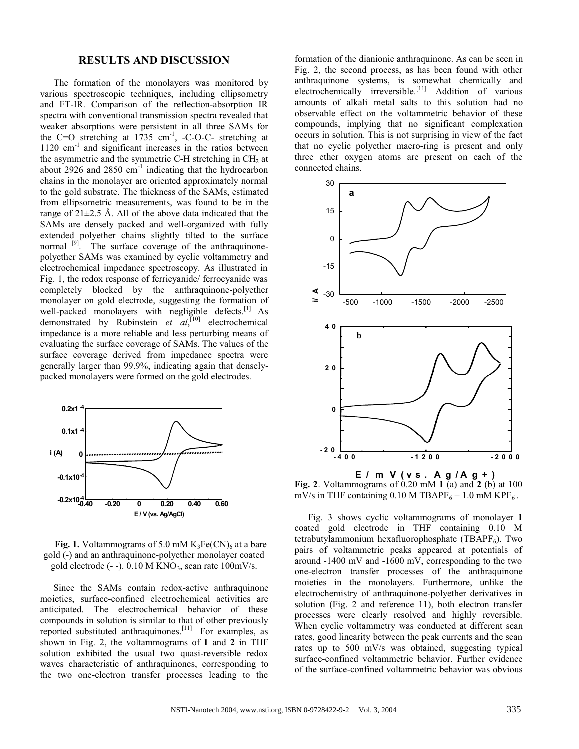## RESULTS AND DISCUSSION

The formation of the monolayers was monitored by various spectroscopic techniques, including ellipsometry and FT-IR. Comparison of the reflection-absorption IR spectra with conventional transmission spectra revealed that weaker absorptions were persistent in all three SAMs for the C=O stretching at 1735 $cm^{-1}$, -C-O-C- stretching at 1120 $cm^{-1}$ and significant increases in the ratios between the asymmetric and the symmetric C-H stretching in $CH_2$ at about 2926 and 2850 $cm^{-1}$ indicating that the hydrocarbon chains in the monolayer are oriented approximately normal to the gold substrate. The thickness of the SAMs, estimated from ellipsometric measurements, was found to be in the range of 21±2.5 Å. All of the above data indicated that the SAMs are densely packed and well-organized with fully extended polyether chains slightly tilted to the surface normal [9]. The surface coverage of the anthraquinone-polyether SAMs was examined by cyclic voltammetry and electrochemical impedance spectroscopy. As illustrated in Fig. 1, the redox response of ferricyanide/ ferrocyanide was completely blocked by the anthraquinone-polyether monolayer on gold electrode, suggesting the formation of well-packed monolayers with negligible defects.[1] As demonstrated by Rubinstein *et al*,[10] electrochemical impedance is a more reliable and less perturbing means of evaluating the surface coverage of SAMs. The values of the surface coverage derived from impedance spectra were generally larger than 99.9%, indicating again that densely-packed monolayers were formed on the gold electrodes.

**Fig. 1.** Voltammograms of 5.0 mM $K_3Fe(CN)_6$ at a bare gold (-) and an anthraquinone-polyether monolayer coated gold electrode (- -). 0.10 M $KNO_3$, scan rate 100mV/s.

Since the SAMs contain redox-active anthraquinone moieties, surface-confined electrochemical activities are anticipated. The electrochemical behavior of these compounds in solution is similar to that of other previously reported substituted anthraquinones.[11] For examples, as shown in Fig. 2, the voltammograms of **1** and **2** in THF solution exhibited the usual two quasi-reversible redox waves characteristic of anthraquinones, corresponding to the two one-electron transfer processes leading to the formation of the dianionic anthraquinone. As can be seen in Fig. 2, the second process, as has been found with other anthraquinone systems, is somewhat chemically and electrochemically irreversible.[11] Addition of various amounts of alkali metal salts to this solution had no observable effect on the voltammetric behavior of these compounds, implying that no significant complexation occurs in solution. This is not surprising in view of the fact that no cyclic polyether macro-ring is present and only three ether oxygen atoms are present on each of the connected chains.

**Fig. 2**. Voltammograms of 0.20 mM **1** (a) and **2** (b) at 100 mV/s in THF containing 0.10 M $TBAPF_6$ + 1.0 mM $KPF_6$.

Fig. 3 shows cyclic voltammograms of monolayer **1** coated gold electrode in THF containing 0.10 M tetrabutylammonium hexafluorophosphate ($TBAPF_6$). Two pairs of voltammetric peaks appeared at potentials of around -1400 mV and -1600 mV, corresponding to the two one-electron transfer processes of the anthraquinone moieties in the monolayers. Furthermore, unlike the electrochemistry of anthraquinone-polyether derivatives in solution (Fig. 2 and reference 11), both electron transfer processes were clearly resolved and highly reversible. When cyclic voltammetry was conducted at different scan rates, good linearity between the peak currents and the scan rates up to 500 mV/s was obtained, suggesting typical surface-confined voltammetric behavior. Further evidence of the surface-confined voltammetric behavior was obvious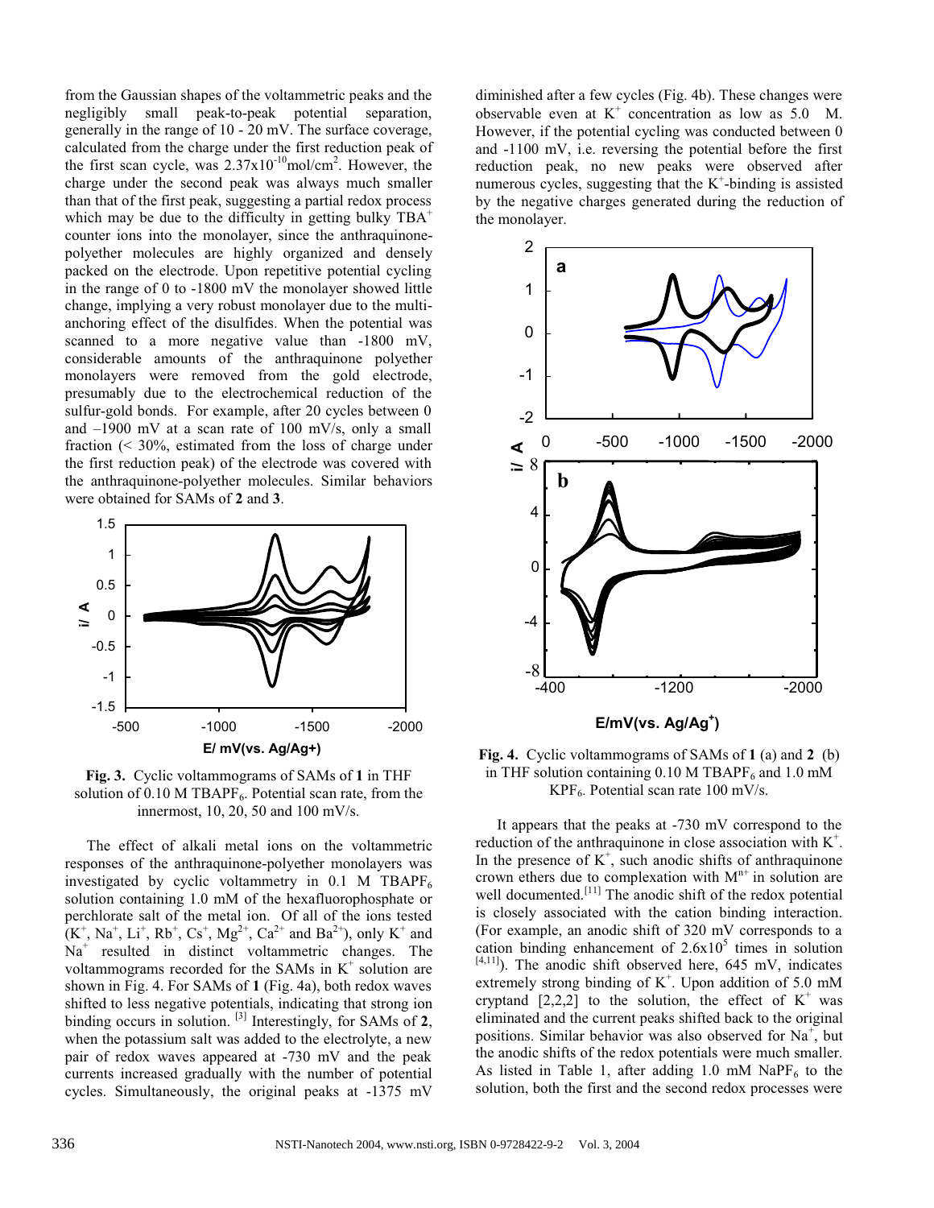from the Gaussian shapes of the voltammetric peaks and the negligibly small peak-to-peak potential separation, generally in the range of 10 - 20 mV. The surface coverage, calculated from the charge under the first reduction peak of the first scan cycle, was $2.37 \times 10^{-10}$ mol/cm$^2$. However, the charge under the second peak was always much smaller than that of the first peak, suggesting a partial redox process which may be due to the difficulty in getting bulky $TBA^+$ counter ions into the monolayer, since the anthraquinone-polyether molecules are highly organized and densely packed on the electrode. Upon repetitive potential cycling in the range of 0 to -1800 mV the monolayer showed little change, implying a very robust monolayer due to the multi-anchoring effect of the disulfides. When the potential was scanned to a more negative value than -1800 mV, considerable amounts of the anthraquinone polyether monolayers were removed from the gold electrode, presumably due to the electrochemical reduction of the sulfur-gold bonds. For example, after 20 cycles between 0 and –1900 mV at a scan rate of 100 mV/s, only a small fraction (< 30%, estimated from the loss of charge under the first reduction peak) of the electrode was covered with the anthraquinone-polyether molecules. Similar behaviors were obtained for SAMs of **2** and **3**.

**Fig. 3.** Cyclic voltammograms of SAMs of **1** in THF solution of 0.10 M $TBAPF_6$. Potential scan rate, from the innermost, 10, 20, 50 and 100 mV/s.

The effect of alkali metal ions on the voltammetric responses of the anthraquinone-polyether monolayers was investigated by cyclic voltammetry in 0.1 M $TBAPF_6$ solution containing 1.0 mM of the hexafluorophosphate or perchlorate salt of the metal ion. Of all of the ions tested ($K^+$, $Na^+$, $Li^+$, $Rb^+$, $Cs^+$, $Mg^{2+}$, $Ca^{2+}$ and $Ba^{2+}$), only $K^+$ and $Na^+$ resulted in distinct voltammetric changes. The voltammograms recorded for the SAMs in $K^+$ solution are shown in Fig. 4. For SAMs of **1** (Fig. 4a), both redox waves shifted to less negative potentials, indicating that strong ion binding occurs in solution. [3] Interestingly, for SAMs of **2**, when the potassium salt was added to the electrolyte, a new pair of redox waves appeared at -730 mV and the peak currents increased gradually with the number of potential cycles. Simultaneously, the original peaks at -1375 mV diminished after a few cycles (Fig. 4b). These changes were observable even at $K^+$ concentration as low as 5.0 M. However, if the potential cycling was conducted between 0 and -1100 mV, i.e. reversing the potential before the first reduction peak, no new peaks were observed after numerous cycles, suggesting that the $K^+$-binding is assisted by the negative charges generated during the reduction of the monolayer.

**Fig. 4.** Cyclic voltammograms of SAMs of **1** (a) and **2** (b) in THF solution containing 0.10 M $TBAPF_6$ and 1.0 mM $KPF_6$. Potential scan rate 100 mV/s.

It appears that the peaks at -730 mV correspond to the reduction of the anthraquinone in close association with $K^+$. In the presence of $K^+$, such anodic shifts of anthraquinone crown ethers due to complexation with $M^{n+}$ in solution are well documented.[11] The anodic shift of the redox potential is closely associated with the cation binding interaction. (For example, an anodic shift of 320 mV corresponds to a cation binding enhancement of $2.6 \times 10^5$ times in solution [4,11]). The anodic shift observed here, 645 mV, indicates extremely strong binding of $K^+$. Upon addition of 5.0 mM cryptand [2,2,2] to the solution, the effect of $K^+$ was eliminated and the current peaks shifted back to the original positions. Similar behavior was also observed for $Na^+$, but the anodic shifts of the redox potentials were much smaller. As listed in Table 1, after adding 1.0 mM $NaPF_6$ to the solution, both the first and the second redox processes were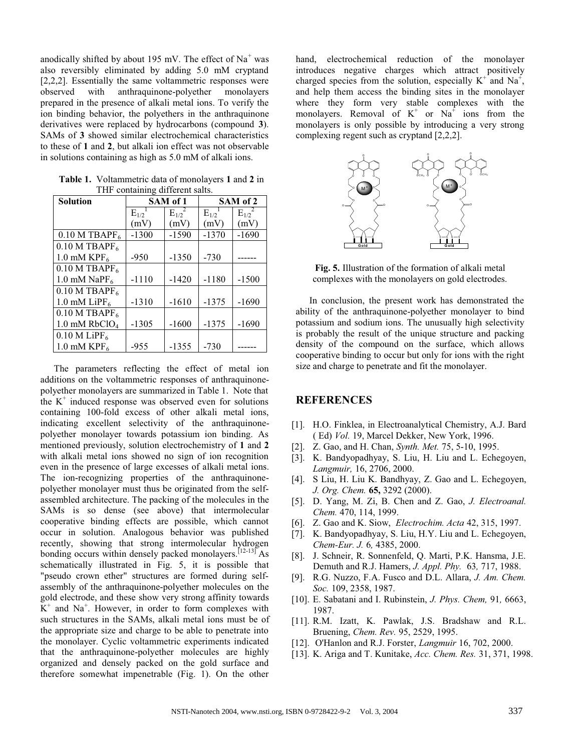anodically shifted by about 195 mV. The effect of $Na^+$ was also reversibly eliminated by adding 5.0 mM cryptand [2,2,2]. Essentially the same voltammetric responses were observed with anthraquinone-polyether monolayers prepared in the presence of alkali metal ions. To verify the ion binding behavior, the polyethers in the anthraquinone derivatives were replaced by hydrocarbons (compound **3**). SAMs of **3** showed similar electrochemical characteristics to these of **1** and **2**, but alkali ion effect was not observable in solutions containing as high as 5.0 mM of alkali ions.

**Table 1.** Voltammetric data of monolayers **1** and **2** in THF containing different salts.

| Solution | SAM of 1 | | SAM of 2 | |
|---|---|---|---|---|
| | $E_{1/2}^{1}$ (mV) | $E_{1/2}^{2}$ (mV) | $E_{1/2}^{1}$ (mV) | $E_{1/2}^{2}$ (mV) |
| 0.10 M $TBAPF_6$ | -1300 | -1590 | -1370 | -1690 |
| 0.10 M $TBAPF_6$ 1.0 mM $KPF_6$ | -950 | -1350 | -730 | ------ |
| 0.10 M $TBAPF_6$ 1.0 mM $NaPF_6$ | -1110 | -1420 | -1180 | -1500 |
| 0.10 M $TBAPF_6$ 1.0 mM $LiPF_6$ | -1310 | -1610 | -1375 | -1690 |
| 0.10 M $TBAPF_6$ 1.0 mM $RbClO_4$ | -1305 | -1600 | -1375 | -1690 |
| 0.10 M $LiPF_6$ 1.0 mM $KPF_6$ | -955 | -1355 | -730 | ------ |

The parameters reflecting the effect of metal ion additions on the voltammetric responses of anthraquinone-polyether monolayers are summarized in Table 1. Note that the $K^+$ induced response was observed even for solutions containing 100-fold excess of other alkali metal ions, indicating excellent selectivity of the anthraquinone-polyether monolayer towards potassium ion binding. As mentioned previously, solution electrochemistry of **1** and **2** with alkali metal ions showed no sign of ion recognition even in the presence of large excesses of alkali metal ions. The ion-recognizing properties of the anthraquinone-polyether monolayer must thus be originated from the self-assembled architecture. The packing of the molecules in the SAMs is so dense (see above) that intermolecular cooperative binding effects are possible, which cannot occur in solution. Analogous behavior was published recently, showing that strong intermolecular hydrogen bonding occurs within densely packed monolayers.[12-13] As schematically illustrated in Fig. 5, it is possible that "pseudo crown ether" structures are formed during self-assembly of the anthraquinone-polyether molecules on the gold electrode, and these show very strong affinity towards $K^+$ and $Na^+$. However, in order to form complexes with such structures in the SAMs, alkali metal ions must be of the appropriate size and charge to be able to penetrate into the monolayer. Cyclic voltammetric experiments indicated that the anthraquinone-polyether molecules are highly organized and densely packed on the gold surface and therefore somewhat impenetrable (Fig. 1). On the other hand, electrochemical reduction of the monolayer introduces negative charges which attract positively charged species from the solution, especially $K^+$ and $Na^+$, and help them access the binding sites in the monolayer where they form very stable complexes with the monolayers. Removal of $K^+$ or $Na^+$ ions from the monolayers is only possible by introducing a very strong complexing regent such as cryptand [2,2,2].

**Fig. 5.** Illustration of the formation of alkali metal complexes with the monolayers on gold electrodes.

In conclusion, the present work has demonstrated the ability of the anthraquinone-polyether monolayer to bind potassium and sodium ions. The unusually high selectivity is probably the result of the unique structure and packing density of the compound on the surface, which allows cooperative binding to occur but only for ions with the right size and charge to penetrate and fit the monolayer.

## REFERENCES

[1]. H.O. Finklea, in Electroanalytical Chemistry, A.J. Bard ( Ed) *Vol.* 19, Marcel Dekker, New York, 1996.
[2]. Z. Gao, and H. Chan, *Synth. Met.* 75, 5-10, 1995.
[3]. K. Bandyopadhyay, S. Liu, H. Liu and L. Echegoyen, *Langmuir,* 16, 2706, 2000.
[4]. S Liu, H. Liu K. Bandhyay, Z. Gao and L. Echegoyen, *J. Org. Chem.* **65,** 3292 (2000).
[5]. D. Yang, M. Zi, B. Chen and Z. Gao, *J. Electroanal. Chem.* 470, 114, 1999.
[6]. Z. Gao and K. Siow, *Electrochim. Acta* 42, 315, 1997.
[7]. K. Bandyopadhyay, S. Liu, H.Y. Liu and L. Echegoyen, *Chem-Eur. J.* 6*,* 4385, 2000.
[8]. J. Schneir, R. Sonnenfeld, O. Marti, P.K. Hansma, J.E. Demuth and R.J. Hamers, *J. Appl. Phy.* 63*,* 717, 1988.
[9]. R.G. Nuzzo, F.A. Fusco and D.L. Allara, *J. Am. Chem. Soc.* 109, 2358, 1987.
[10]. E. Sabatani and I. Rubinstein, *J. Phys. Chem,* 91*,* 6663, 1987.
[11]. R.M. Izatt, K. Pawlak, J.S. Bradshaw and R.L. Bruening, *Chem. Rev.* 95, 2529, 1995.
[12]. O'Hanlon and R.J. Forster, *Langmuir* 16, 702, 2000.
[13]. K. Ariga and T. Kunitake, *Acc. Chem. Res.* 31, 371, 1998.